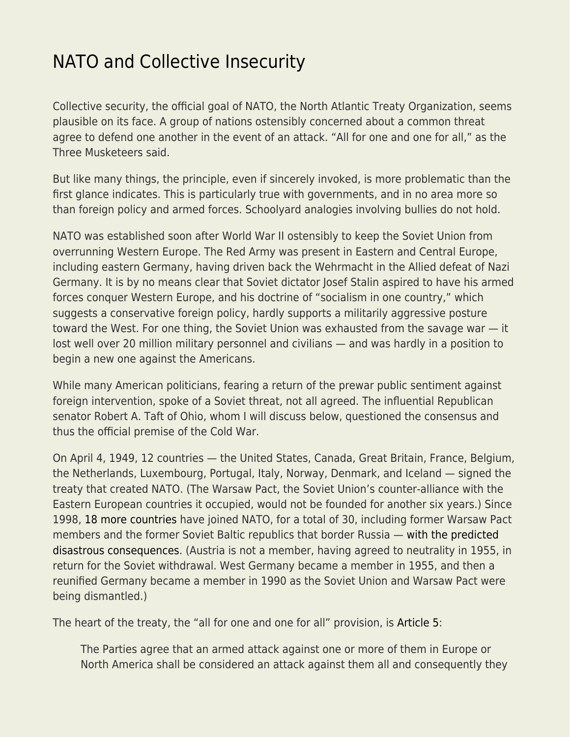# NATO and Collective Insecurity

Collective security, the official goal of NATO, the North Atlantic Treaty Organization, seems plausible on its face. A group of nations ostensibly concerned about a common threat agree to defend one another in the event of an attack. "All for one and one for all," as the Three Musketeers said.

But like many things, the principle, even if sincerely invoked, is more problematic than the first glance indicates. This is particularly true with governments, and in no area more so than foreign policy and armed forces. Schoolyard analogies involving bullies do not hold.

NATO was established soon after World War II ostensibly to keep the Soviet Union from overrunning Western Europe. The Red Army was present in Eastern and Central Europe, including eastern Germany, having driven back the Wehrmacht in the Allied defeat of Nazi Germany. It is by no means clear that Soviet dictator Josef Stalin aspired to have his armed forces conquer Western Europe, and his doctrine of "socialism in one country," which suggests a conservative foreign policy, hardly supports a militarily aggressive posture toward the West. For one thing, the Soviet Union was exhausted from the savage war — it lost well over 20 million military personnel and civilians — and was hardly in a position to begin a new one against the Americans.

While many American politicians, fearing a return of the prewar public sentiment against foreign intervention, spoke of a Soviet threat, not all agreed. The influential Republican senator Robert A. Taft of Ohio, whom I will discuss below, questioned the consensus and thus the official premise of the Cold War.

On April 4, 1949, 12 countries — the United States, Canada, Great Britain, France, Belgium, the Netherlands, Luxembourg, Portugal, Italy, Norway, Denmark, and Iceland — signed the treaty that created NATO. (The Warsaw Pact, the Soviet Union's counter-alliance with the Eastern European countries it occupied, would not be founded for another six years.) Since 1998, 18 more countries have joined NATO, for a total of 30, including former Warsaw Pact members and the former Soviet Baltic republics that border Russia — with the predicted disastrous consequences. (Austria is not a member, having agreed to neutrality in 1955, in return for the Soviet withdrawal. West Germany became a member in 1955, and then a reunified Germany became a member in 1990 as the Soviet Union and Warsaw Pact were being dismantled.)

The heart of the treaty, the "all for one and one for all" provision, is Article 5:

> The Parties agree that an armed attack against one or more of them in Europe or North America shall be considered an attack against them all and consequently they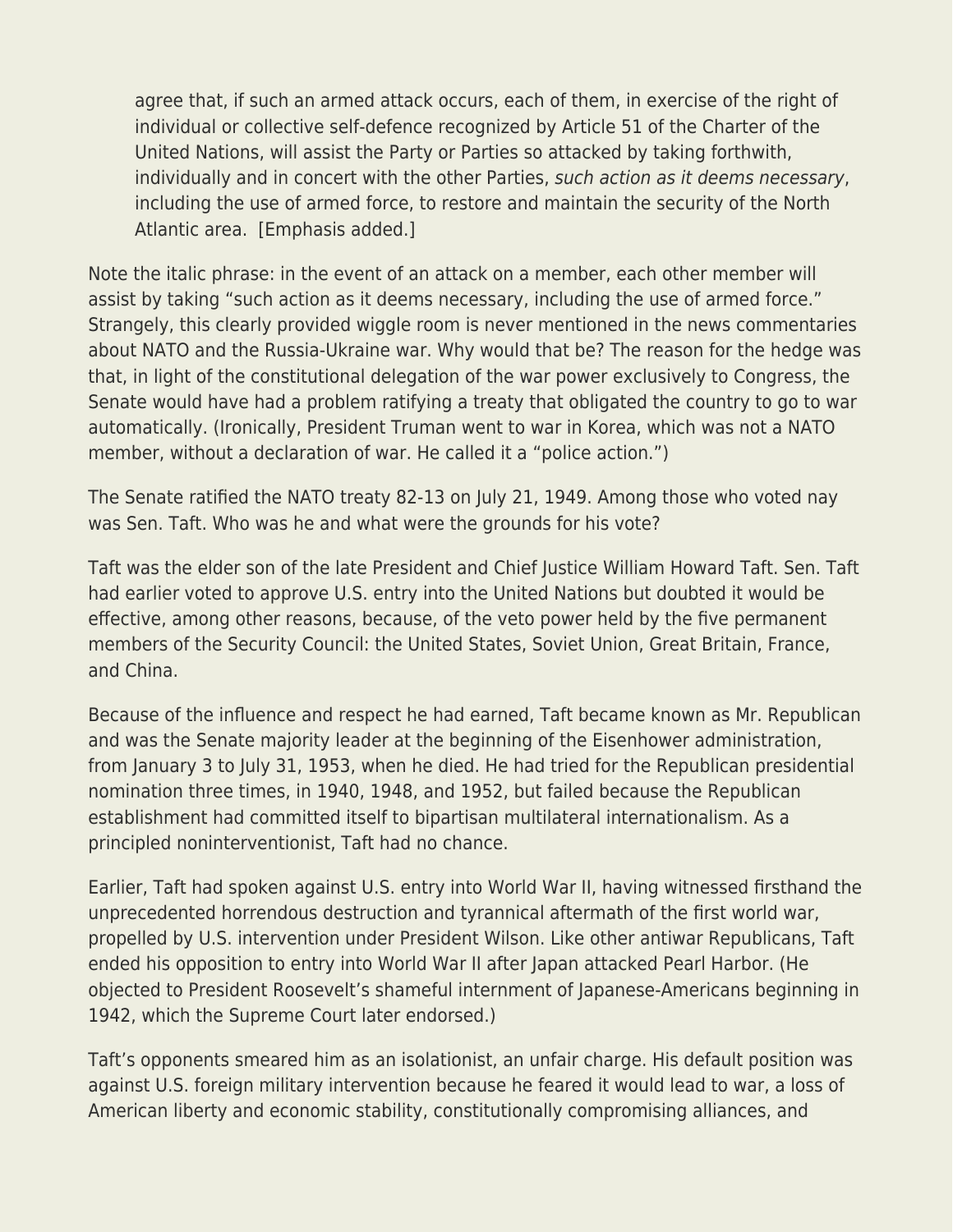> agree that, if such an armed attack occurs, each of them, in exercise of the right of individual or collective self-defence recognized by Article 51 of the Charter of the United Nations, will assist the Party or Parties so attacked by taking forthwith, individually and in concert with the other Parties, *such action as it deems necessary*, including the use of armed force, to restore and maintain the security of the North Atlantic area. [Emphasis added.]

Note the italic phrase: in the event of an attack on a member, each other member will assist by taking "such action as it deems necessary, including the use of armed force." Strangely, this clearly provided wiggle room is never mentioned in the news commentaries about NATO and the Russia-Ukraine war. Why would that be? The reason for the hedge was that, in light of the constitutional delegation of the war power exclusively to Congress, the Senate would have had a problem ratifying a treaty that obligated the country to go to war automatically. (Ironically, President Truman went to war in Korea, which was not a NATO member, without a declaration of war. He called it a "police action.")

The Senate ratified the NATO treaty 82-13 on July 21, 1949. Among those who voted nay was Sen. Taft. Who was he and what were the grounds for his vote?

Taft was the elder son of the late President and Chief Justice William Howard Taft. Sen. Taft had earlier voted to approve U.S. entry into the United Nations but doubted it would be effective, among other reasons, because, of the veto power held by the five permanent members of the Security Council: the United States, Soviet Union, Great Britain, France, and China.

Because of the influence and respect he had earned, Taft became known as Mr. Republican and was the Senate majority leader at the beginning of the Eisenhower administration, from January 3 to July 31, 1953, when he died. He had tried for the Republican presidential nomination three times, in 1940, 1948, and 1952, but failed because the Republican establishment had committed itself to bipartisan multilateral internationalism. As a principled noninterventionist, Taft had no chance.

Earlier, Taft had spoken against U.S. entry into World War II, having witnessed firsthand the unprecedented horrendous destruction and tyrannical aftermath of the first world war, propelled by U.S. intervention under President Wilson. Like other antiwar Republicans, Taft ended his opposition to entry into World War II after Japan attacked Pearl Harbor. (He objected to President Roosevelt's shameful internment of Japanese-Americans beginning in 1942, which the Supreme Court later endorsed.)

Taft's opponents smeared him as an isolationist, an unfair charge. His default position was against U.S. foreign military intervention because he feared it would lead to war, a loss of American liberty and economic stability, constitutionally compromising alliances, and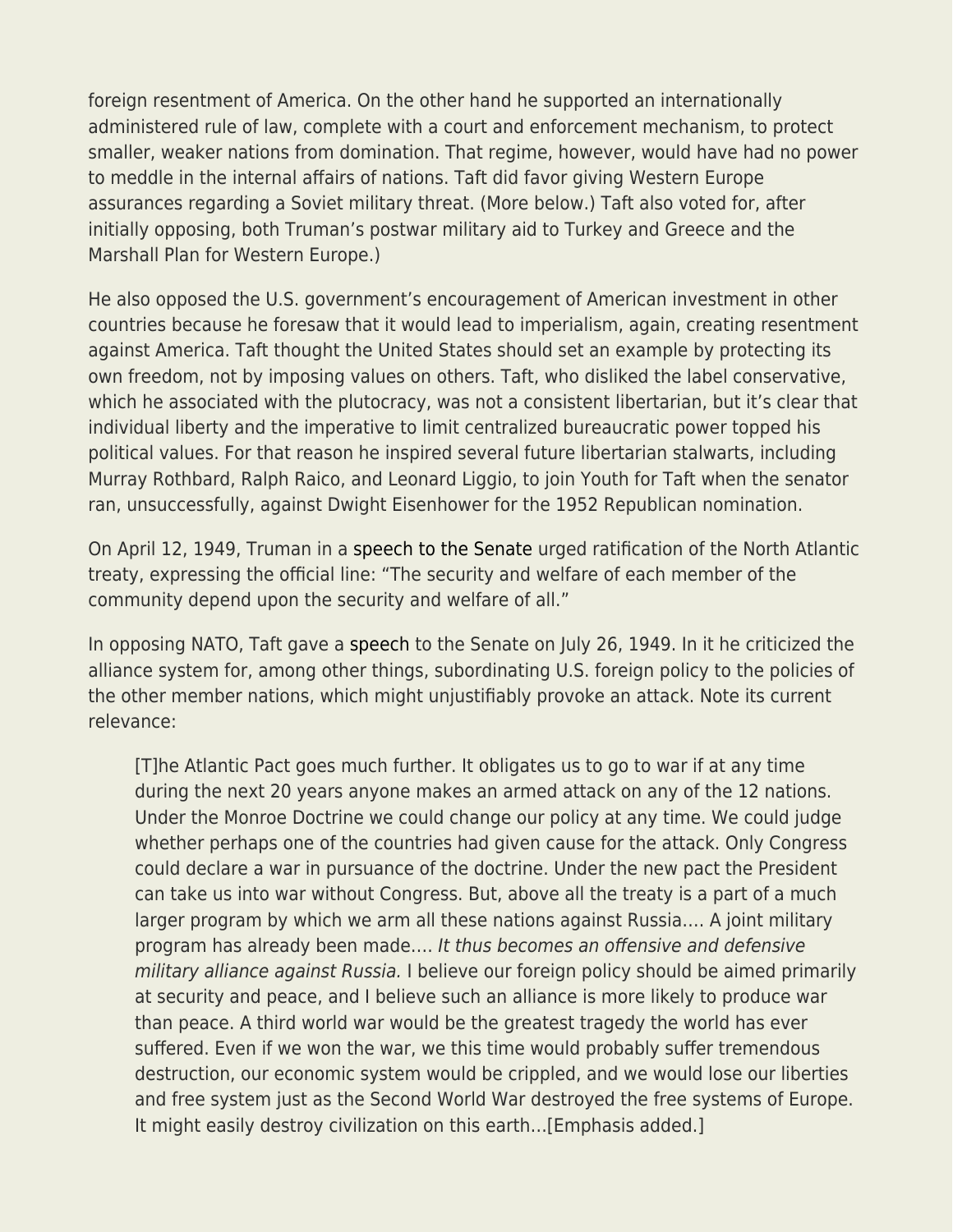foreign resentment of America. On the other hand he supported an internationally administered rule of law, complete with a court and enforcement mechanism, to protect smaller, weaker nations from domination. That regime, however, would have had no power to meddle in the internal affairs of nations. Taft did favor giving Western Europe assurances regarding a Soviet military threat. (More below.) Taft also voted for, after initially opposing, both Truman's postwar military aid to Turkey and Greece and the Marshall Plan for Western Europe.)

He also opposed the U.S. government's encouragement of American investment in other countries because he foresaw that it would lead to imperialism, again, creating resentment against America. Taft thought the United States should set an example by protecting its own freedom, not by imposing values on others. Taft, who disliked the label conservative, which he associated with the plutocracy, was not a consistent libertarian, but it's clear that individual liberty and the imperative to limit centralized bureaucratic power topped his political values. For that reason he inspired several future libertarian stalwarts, including Murray Rothbard, Ralph Raico, and Leonard Liggio, to join Youth for Taft when the senator ran, unsuccessfully, against Dwight Eisenhower for the 1952 Republican nomination.

On April 12, 1949, Truman in a speech to the Senate urged ratification of the North Atlantic treaty, expressing the official line: "The security and welfare of each member of the community depend upon the security and welfare of all."

In opposing NATO, Taft gave a speech to the Senate on July 26, 1949. In it he criticized the alliance system for, among other things, subordinating U.S. foreign policy to the policies of the other member nations, which might unjustifiably provoke an attack. Note its current relevance:

> [T]he Atlantic Pact goes much further. It obligates us to go to war if at any time during the next 20 years anyone makes an armed attack on any of the 12 nations. Under the Monroe Doctrine we could change our policy at any time. We could judge whether perhaps one of the countries had given cause for the attack. Only Congress could declare a war in pursuance of the doctrine. Under the new pact the President can take us into war without Congress. But, above all the treaty is a part of a much larger program by which we arm all these nations against Russia…. A joint military program has already been made…. *It thus becomes an offensive and defensive military alliance against Russia.* I believe our foreign policy should be aimed primarily at security and peace, and I believe such an alliance is more likely to produce war than peace. A third world war would be the greatest tragedy the world has ever suffered. Even if we won the war, we this time would probably suffer tremendous destruction, our economic system would be crippled, and we would lose our liberties and free system just as the Second World War destroyed the free systems of Europe. It might easily destroy civilization on this earth…[Emphasis added.]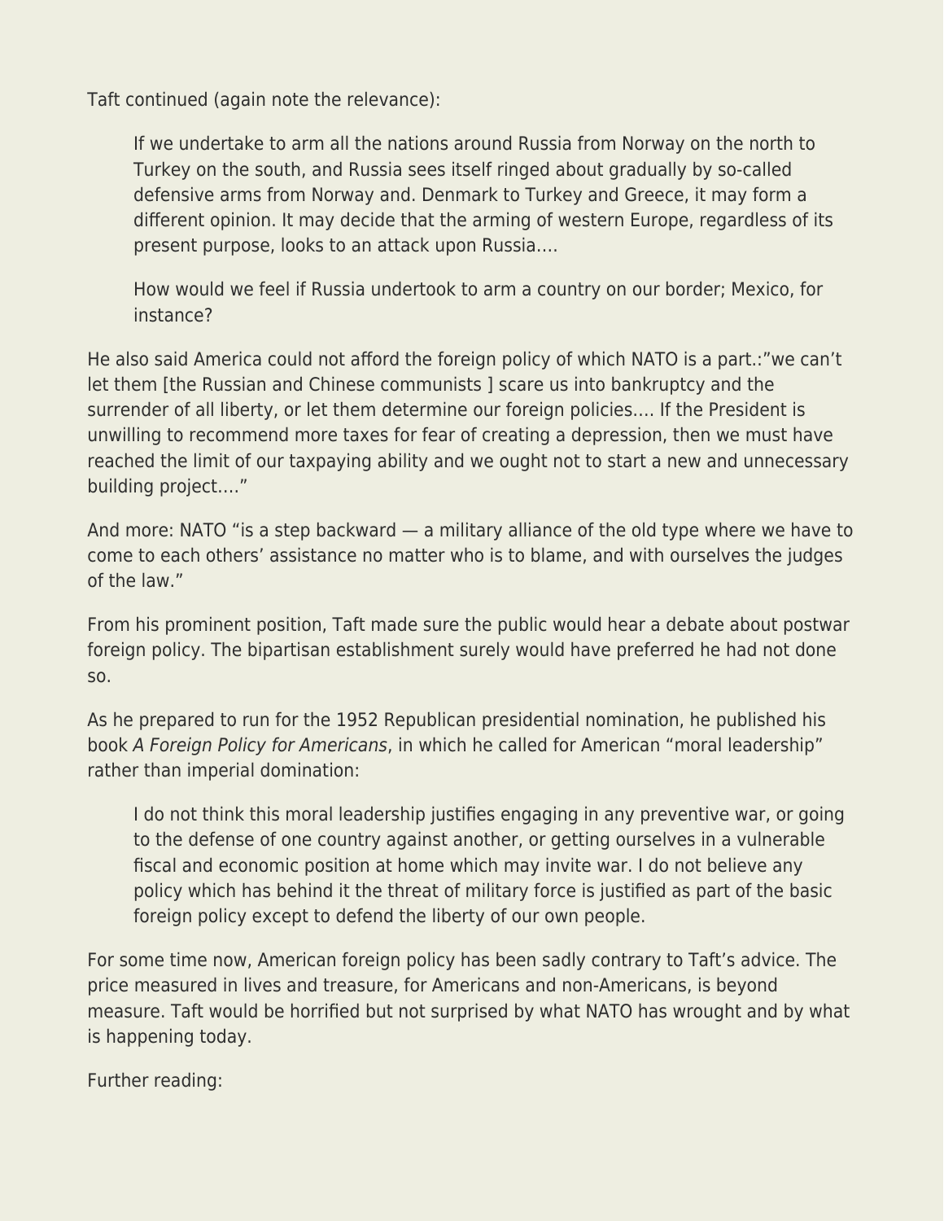Taft continued (again note the relevance):

> If we undertake to arm all the nations around Russia from Norway on the north to Turkey on the south, and Russia sees itself ringed about gradually by so-called defensive arms from Norway and. Denmark to Turkey and Greece, it may form a different opinion. It may decide that the arming of western Europe, regardless of its present purpose, looks to an attack upon Russia….
>
> How would we feel if Russia undertook to arm a country on our border; Mexico, for instance?

He also said America could not afford the foreign policy of which NATO is a part.:"we can't let them [the Russian and Chinese communists ] scare us into bankruptcy and the surrender of all liberty, or let them determine our foreign policies…. If the President is unwilling to recommend more taxes for fear of creating a depression, then we must have reached the limit of our taxpaying ability and we ought not to start a new and unnecessary building project…."

And more: NATO "is a step backward — a military alliance of the old type where we have to come to each others' assistance no matter who is to blame, and with ourselves the judges of the law."

From his prominent position, Taft made sure the public would hear a debate about postwar foreign policy. The bipartisan establishment surely would have preferred he had not done so.

As he prepared to run for the 1952 Republican presidential nomination, he published his book *A Foreign Policy for Americans*, in which he called for American "moral leadership" rather than imperial domination:

> I do not think this moral leadership justifies engaging in any preventive war, or going to the defense of one country against another, or getting ourselves in a vulnerable fiscal and economic position at home which may invite war. I do not believe any policy which has behind it the threat of military force is justified as part of the basic foreign policy except to defend the liberty of our own people.

For some time now, American foreign policy has been sadly contrary to Taft's advice. The price measured in lives and treasure, for Americans and non-Americans, is beyond measure. Taft would be horrified but not surprised by what NATO has wrought and by what is happening today.

Further reading: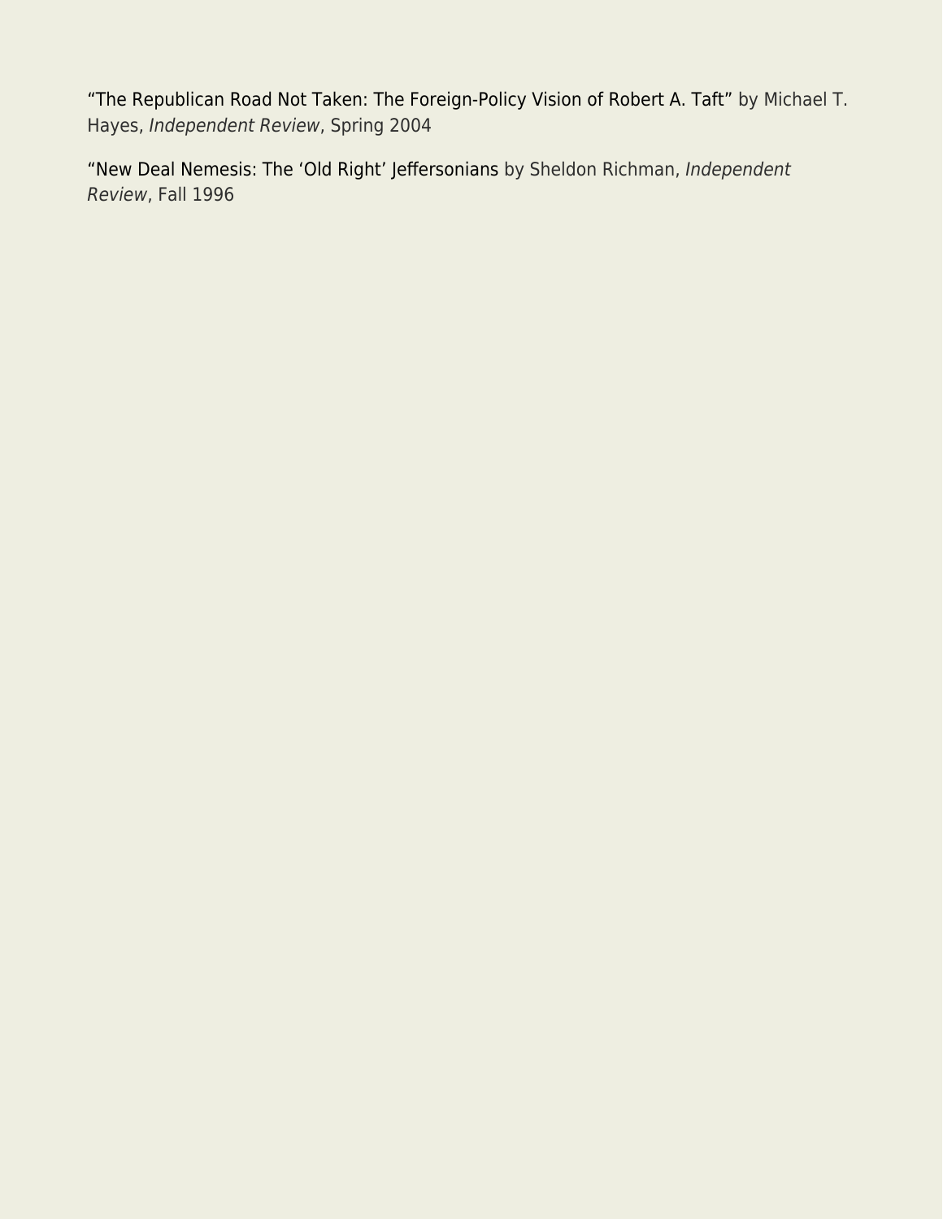"The Republican Road Not Taken: The Foreign-Policy Vision of Robert A. Taft" by Michael T. Hayes, *Independent Review*, Spring 2004

"New Deal Nemesis: The 'Old Right' Jeffersonians by Sheldon Richman, *Independent Review*, Fall 1996